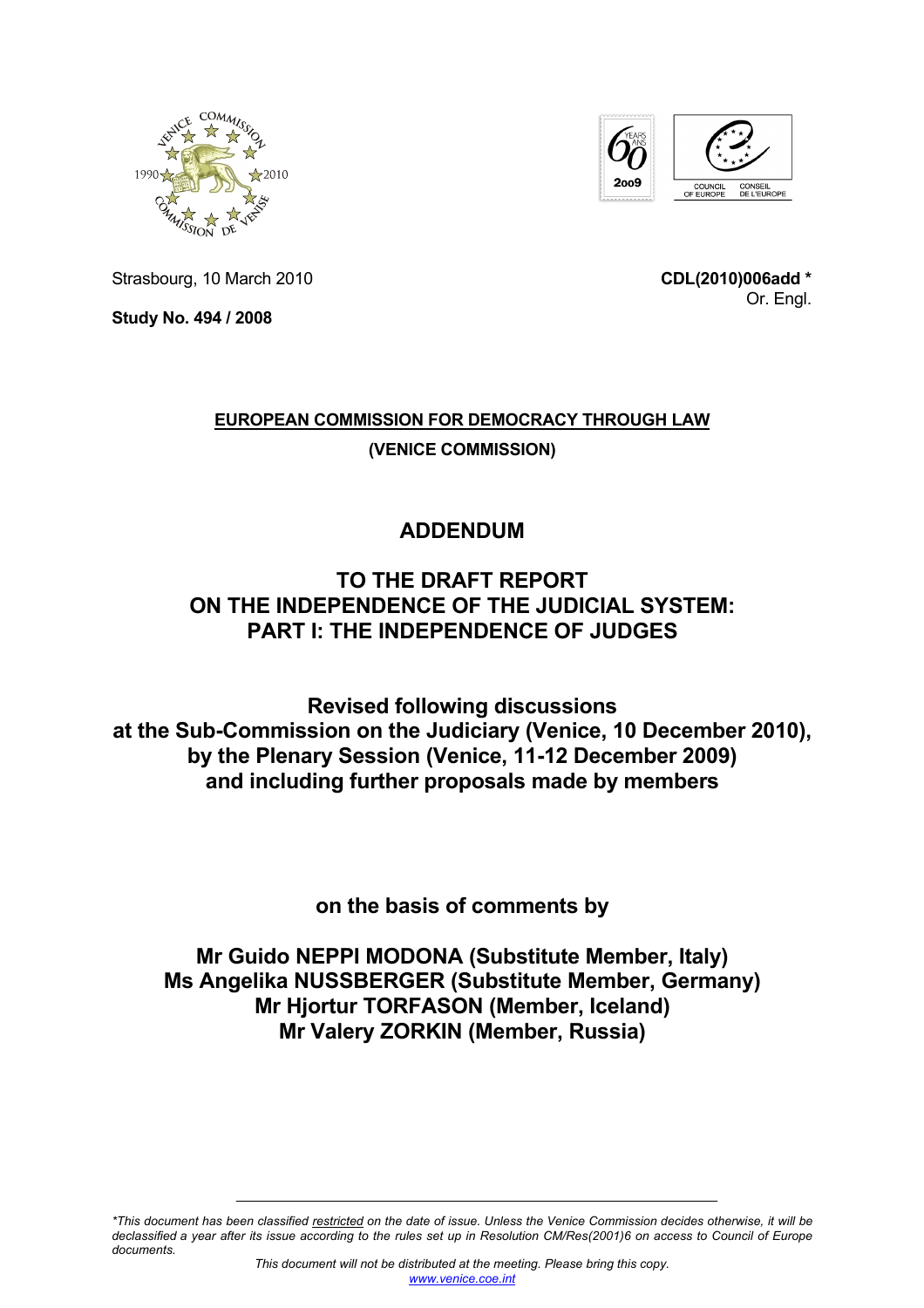Strasbourg, 10 March 2010

**CDL(2010)006add ***
Or. Engl.

**Study No. 494 / 2008**

**EUROPEAN COMMISSION FOR DEMOCRACY THROUGH LAW**

**(VENICE COMMISSION)**

# ADDENDUM

# TO THE DRAFT REPORT ON THE INDEPENDENCE OF THE JUDICIAL SYSTEM: PART I: THE INDEPENDENCE OF JUDGES

## Revised following discussions at the Sub-Commission on the Judiciary (Venice, 10 December 2010), by the Plenary Session (Venice, 11-12 December 2009) and including further proposals made by members

**on the basis of comments by**

**Mr Guido NEPPI MODONA (Substitute Member, Italy)**
**Ms Angelika NUSSBERGER (Substitute Member, Germany)**
**Mr Hjortur TORFASON (Member, Iceland)**
**Mr Valery ZORKIN (Member, Russia)**

---

*\*This document has been classified restricted on the date of issue. Unless the Venice Commission decides otherwise, it will be declassified a year after its issue according to the rules set up in Resolution CM/Res(2001)6 on access to Council of Europe documents.*

*This document will not be distributed at the meeting. Please bring this copy.*
*www.venice.coe.int*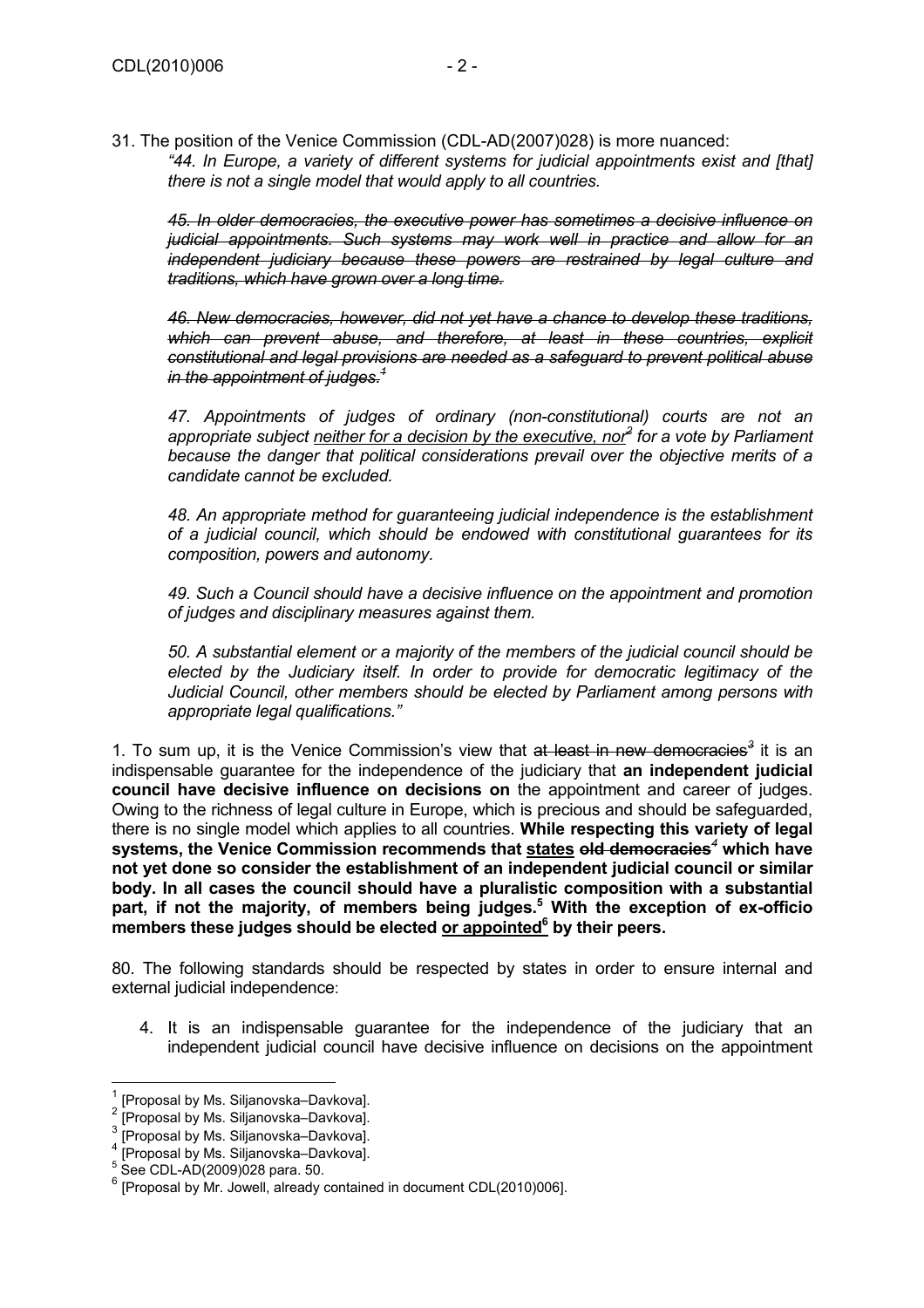31. The position of the Venice Commission (CDL-AD(2007)028) is more nuanced:

*"44. In Europe, a variety of different systems for judicial appointments exist and [that] there is not a single model that would apply to all countries.*

*~~45. In older democracies, the executive power has sometimes a decisive influence on judicial appointments. Such systems may work well in practice and allow for an independent judiciary because these powers are restrained by legal culture and traditions, which have grown over a long time.~~*

*~~46. New democracies, however, did not yet have a chance to develop these traditions, which can prevent abuse, and therefore, at least in these countries, explicit constitutional and legal provisions are needed as a safeguard to prevent political abuse in the appointment of judges.~~[1]*

*47. Appointments of judges of ordinary (non-constitutional) courts are not an appropriate subject <u>neither for a decision by the executive, nor</u>[2] for a vote by Parliament because the danger that political considerations prevail over the objective merits of a candidate cannot be excluded.*

*48. An appropriate method for guaranteeing judicial independence is the establishment of a judicial council, which should be endowed with constitutional guarantees for its composition, powers and autonomy.*

*49. Such a Council should have a decisive influence on the appointment and promotion of judges and disciplinary measures against them.*

*50. A substantial element or a majority of the members of the judicial council should be elected by the Judiciary itself. In order to provide for democratic legitimacy of the Judicial Council, other members should be elected by Parliament among persons with appropriate legal qualifications."*

1. To sum up, it is the Venice Commission's view that ~~at least in new democracies~~[3] it is an indispensable guarantee for the independence of the judiciary that **an independent judicial council have decisive influence on decisions on** the appointment and career of judges. Owing to the richness of legal culture in Europe, which is precious and should be safeguarded, there is no single model which applies to all countries. **While respecting this variety of legal systems, the Venice Commission recommends that <u>states</u> ~~old democracies~~[4] which have not yet done so consider the establishment of an independent judicial council or similar body. In all cases the council should have a pluralistic composition with a substantial part, if not the majority, of members being judges.[5] With the exception of ex-officio members these judges should be elected <u>or appointed</u>[6] by their peers.**

80. The following standards should be respected by states in order to ensure internal and external judicial independence:

4. It is an indispensable guarantee for the independence of the judiciary that an independent judicial council have decisive influence on decisions on the appointment

---

[1] [Proposal by Ms. Siljanovska–Davkova].

[2] [Proposal by Ms. Siljanovska–Davkova].

[3] [Proposal by Ms. Siljanovska–Davkova].

[4] [Proposal by Ms. Siljanovska–Davkova].

[5] See CDL-AD(2009)028 para. 50.

[6] [Proposal by Mr. Jowell, already contained in document CDL(2010)006].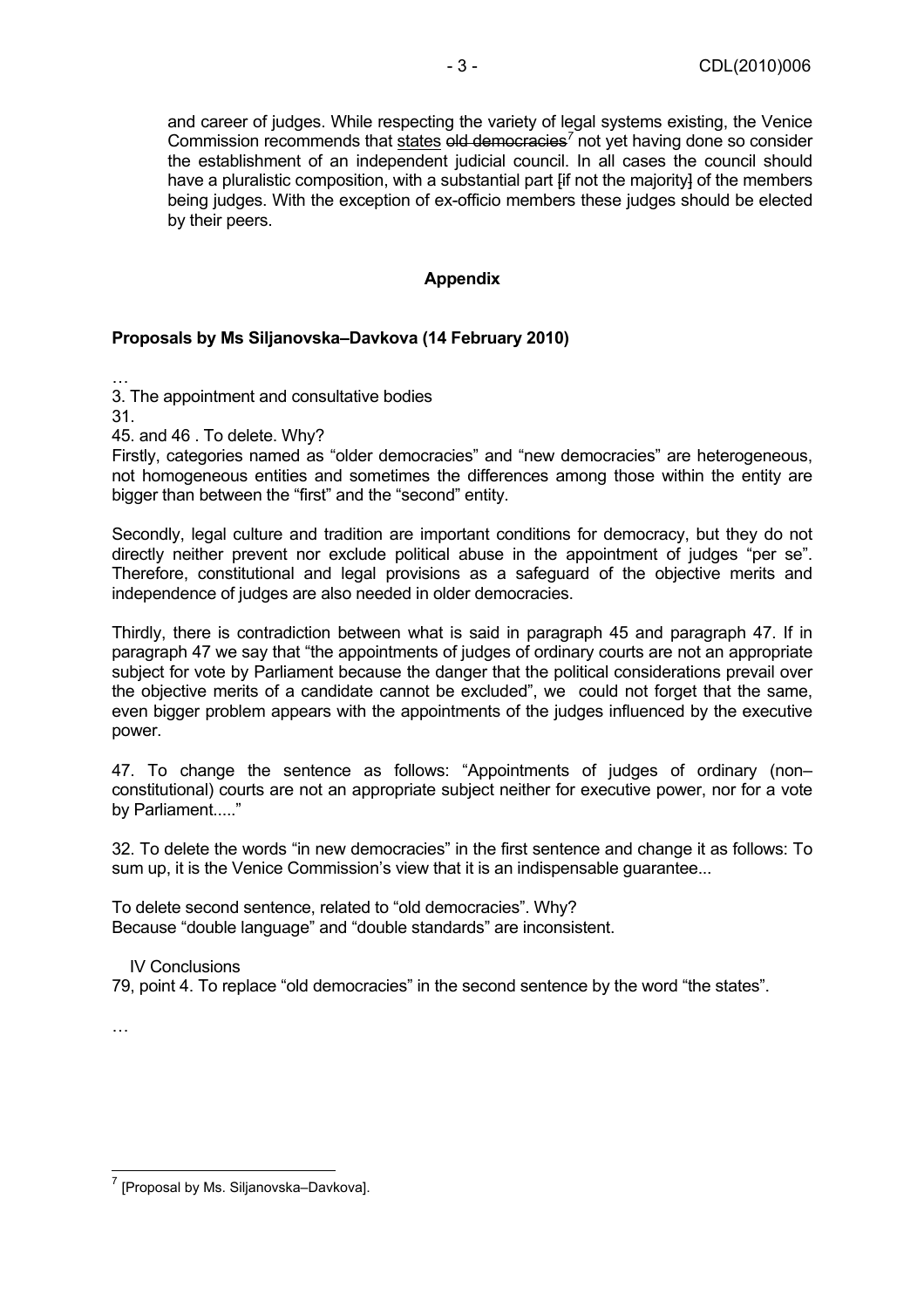and career of judges. While respecting the variety of legal systems existing, the Venice Commission recommends that <u>states</u> ~~old democracies~~[7] not yet having done so consider the establishment of an independent judicial council. In all cases the council should have a pluralistic composition, with a substantial part ~~[~~if not the majority~~]~~ of the members being judges. With the exception of ex-officio members these judges should be elected by their peers.

## Appendix

**Proposals by Ms Siljanovska–Davkova (14 February 2010)**

…

3. The appointment and consultative bodies

31.

45. and 46 . To delete. Why?

Firstly, categories named as "older democracies" and "new democracies" are heterogeneous, not homogeneous entities and sometimes the differences among those within the entity are bigger than between the "first" and the "second" entity.

Secondly, legal culture and tradition are important conditions for democracy, but they do not directly neither prevent nor exclude political abuse in the appointment of judges "per se". Therefore, constitutional and legal provisions as a safeguard of the objective merits and independence of judges are also needed in older democracies.

Thirdly, there is contradiction between what is said in paragraph 45 and paragraph 47. If in paragraph 47 we say that "the appointments of judges of ordinary courts are not an appropriate subject for vote by Parliament because the danger that the political considerations prevail over the objective merits of a candidate cannot be excluded", we could not forget that the same, even bigger problem appears with the appointments of the judges influenced by the executive power.

47. To change the sentence as follows: "Appointments of judges of ordinary (non–constitutional) courts are not an appropriate subject neither for executive power, nor for a vote by Parliament....."

32. To delete the words "in new democracies" in the first sentence and change it as follows: To sum up, it is the Venice Commission's view that it is an indispensable guarantee...

To delete second sentence, related to "old democracies". Why?
Because "double language" and "double standards" are inconsistent.

IV Conclusions

79, point 4. To replace "old democracies" in the second sentence by the word "the states".

…

---

[7] [Proposal by Ms. Siljanovska–Davkova].